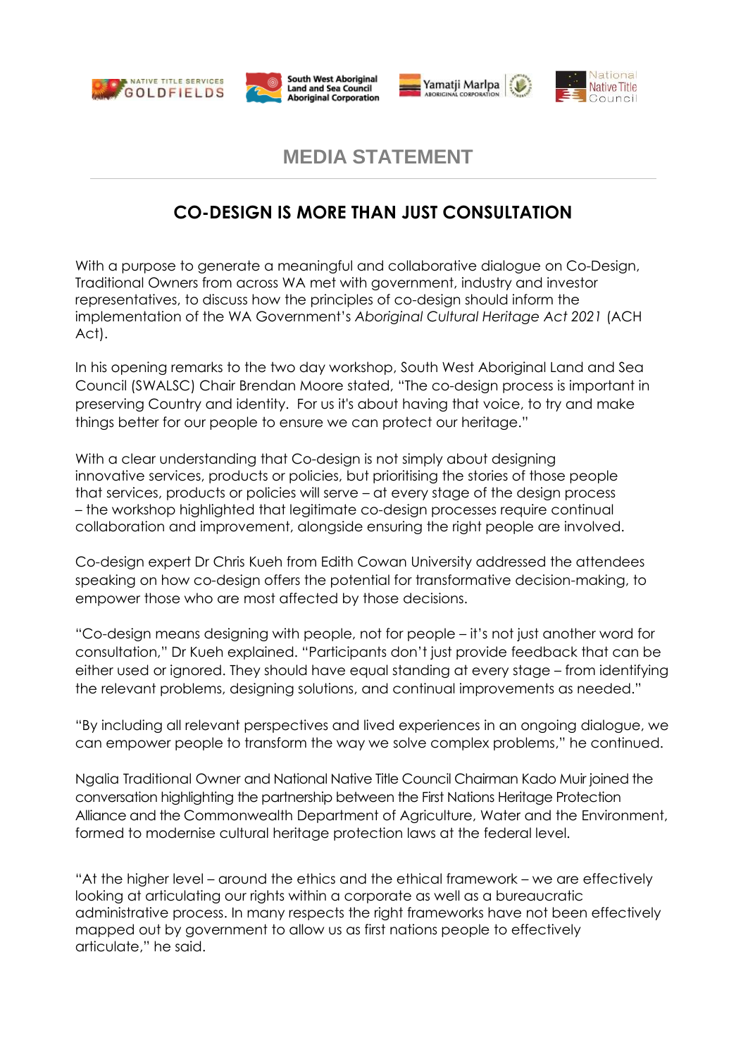# MEDIA STATEMENT

## CO-DESIGN IS MORE THAN JUST CONSULTATION

With a purpose to generate a meaningful and collaborative dialogue on Co-Design, Traditional Owners from across WA met with government, industry and investor representatives, to discuss how the principles of co-design should inform the implementation of the WA Government's *Aboriginal Cultural Heritage Act 2021* (ACH Act).

In his opening remarks to the two day workshop, South West Aboriginal Land and Sea Council (SWALSC) Chair Brendan Moore stated, "The co-design process is important in preserving Country and identity. For us it's about having that voice, to try and make things better for our people to ensure we can protect our heritage."

With a clear understanding that Co-design is not simply about designing innovative services, products or policies, but prioritising the stories of those people that services, products or policies will serve – at every stage of the design process – the workshop highlighted that legitimate co-design processes require continual collaboration and improvement, alongside ensuring the right people are involved.

Co-design expert Dr Chris Kueh from Edith Cowan University addressed the attendees speaking on how co-design offers the potential for transformative decision-making, to empower those who are most affected by those decisions.

"Co-design means designing with people, not for people – it's not just another word for consultation," Dr Kueh explained. "Participants don't just provide feedback that can be either used or ignored. They should have equal standing at every stage – from identifying the relevant problems, designing solutions, and continual improvements as needed."

"By including all relevant perspectives and lived experiences in an ongoing dialogue, we can empower people to transform the way we solve complex problems," he continued.

Ngalia Traditional Owner and National Native Title Council Chairman Kado Muir joined the conversation highlighting the partnership between the First Nations Heritage Protection Alliance and the Commonwealth Department of Agriculture, Water and the Environment, formed to modernise cultural heritage protection laws at the federal level.

"At the higher level – around the ethics and the ethical framework – we are effectively looking at articulating our rights within a corporate as well as a bureaucratic administrative process. In many respects the right frameworks have not been effectively mapped out by government to allow us as first nations people to effectively articulate," he said.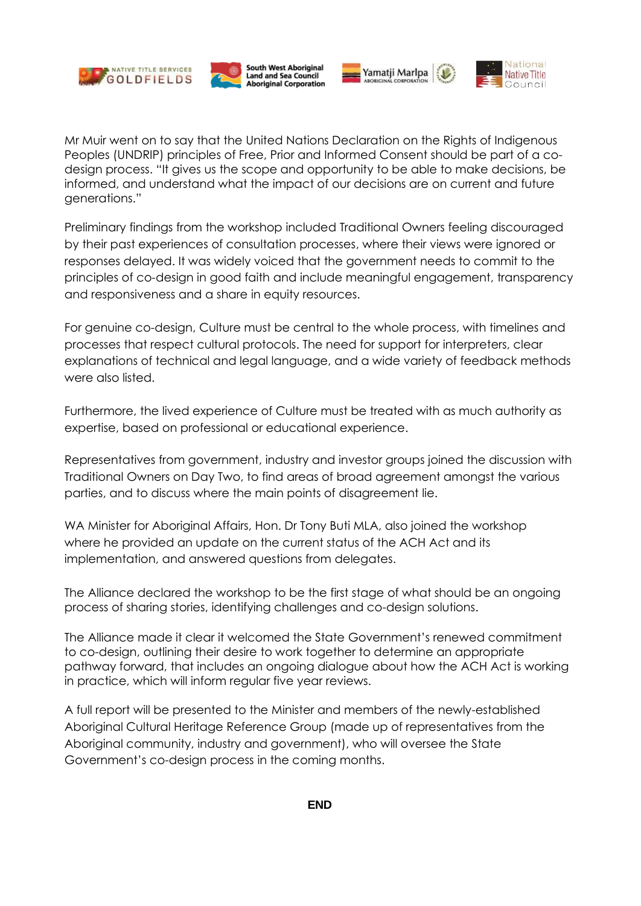Mr Muir went on to say that the United Nations Declaration on the Rights of Indigenous Peoples (UNDRIP) principles of Free, Prior and Informed Consent should be part of a co-design process. "It gives us the scope and opportunity to be able to make decisions, be informed, and understand what the impact of our decisions are on current and future generations."

Preliminary findings from the workshop included Traditional Owners feeling discouraged by their past experiences of consultation processes, where their views were ignored or responses delayed. It was widely voiced that the government needs to commit to the principles of co-design in good faith and include meaningful engagement, transparency and responsiveness and a share in equity resources.

For genuine co-design, Culture must be central to the whole process, with timelines and processes that respect cultural protocols. The need for support for interpreters, clear explanations of technical and legal language, and a wide variety of feedback methods were also listed.

Furthermore, the lived experience of Culture must be treated with as much authority as expertise, based on professional or educational experience.

Representatives from government, industry and investor groups joined the discussion with Traditional Owners on Day Two, to find areas of broad agreement amongst the various parties, and to discuss where the main points of disagreement lie.

WA Minister for Aboriginal Affairs, Hon. Dr Tony Buti MLA, also joined the workshop where he provided an update on the current status of the ACH Act and its implementation, and answered questions from delegates.

The Alliance declared the workshop to be the first stage of what should be an ongoing process of sharing stories, identifying challenges and co-design solutions.

The Alliance made it clear it welcomed the State Government's renewed commitment to co-design, outlining their desire to work together to determine an appropriate pathway forward, that includes an ongoing dialogue about how the ACH Act is working in practice, which will inform regular five year reviews.

A full report will be presented to the Minister and members of the newly-established Aboriginal Cultural Heritage Reference Group (made up of representatives from the Aboriginal community, industry and government), who will oversee the State Government's co-design process in the coming months.

**END**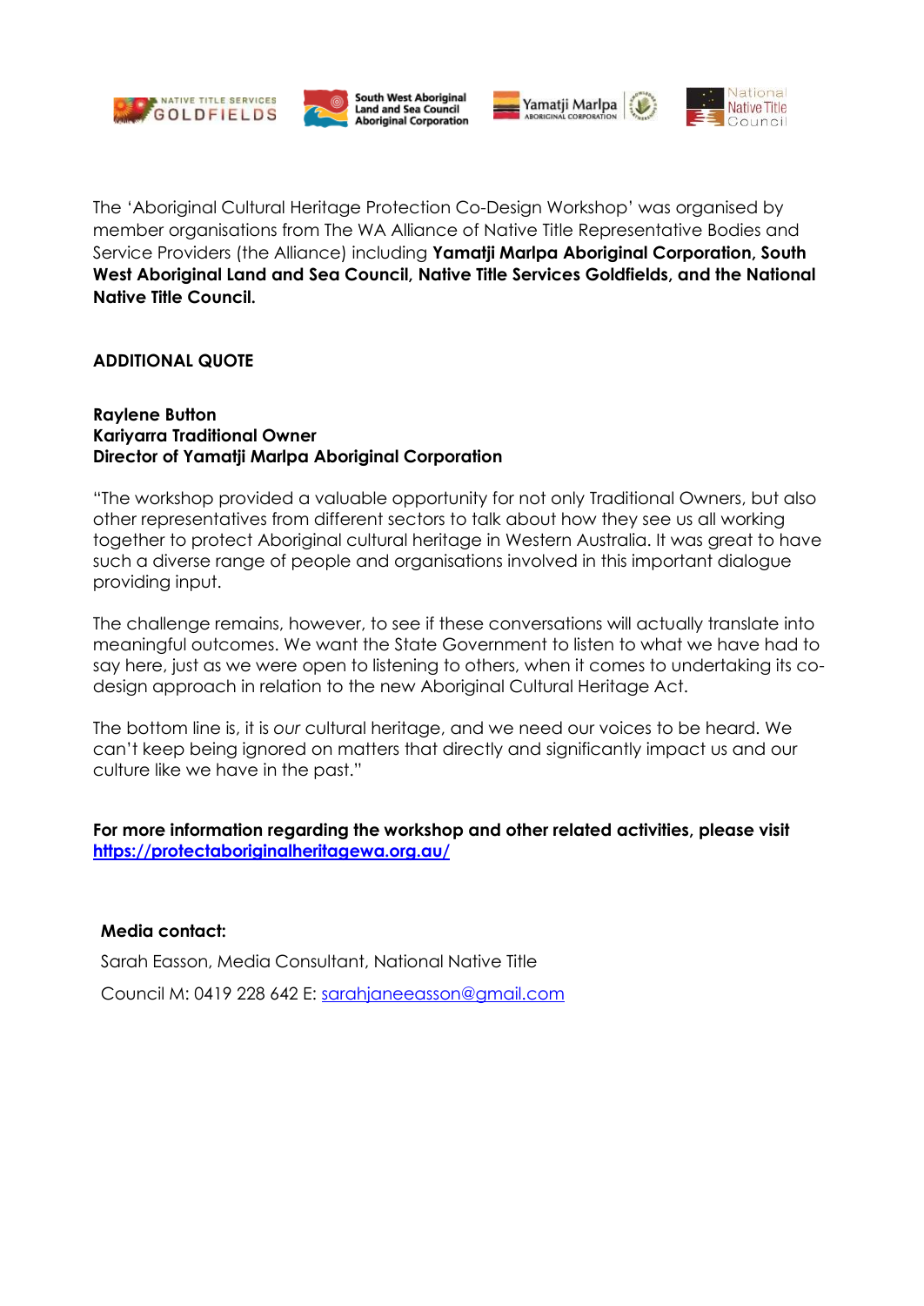The 'Aboriginal Cultural Heritage Protection Co-Design Workshop' was organised by member organisations from The WA Alliance of Native Title Representative Bodies and Service Providers (the Alliance) including **Yamatji Marlpa Aboriginal Corporation, South West Aboriginal Land and Sea Council, Native Title Services Goldfields, and the National Native Title Council.**

**ADDITIONAL QUOTE**

**Raylene Button**
**Kariyarra Traditional Owner**
**Director of Yamatji Marlpa Aboriginal Corporation**

"The workshop provided a valuable opportunity for not only Traditional Owners, but also other representatives from different sectors to talk about how they see us all working together to protect Aboriginal cultural heritage in Western Australia. It was great to have such a diverse range of people and organisations involved in this important dialogue providing input.

The challenge remains, however, to see if these conversations will actually translate into meaningful outcomes. We want the State Government to listen to what we have had to say here, just as we were open to listening to others, when it comes to undertaking its co-design approach in relation to the new Aboriginal Cultural Heritage Act.

The bottom line is, it is *our* cultural heritage, and we need our voices to be heard. We can't keep being ignored on matters that directly and significantly impact us and our culture like we have in the past."

**For more information regarding the workshop and other related activities, please visit [https://protectaboriginalheritagewa.org.au/](https://protectaboriginalheritagewa.org.au/)**

**Media contact:**

Sarah Easson, Media Consultant, National Native Title Council M: 0419 228 642 E: [sarahjaneeasson@gmail.com](mailto:sarahjaneeasson@gmail.com)